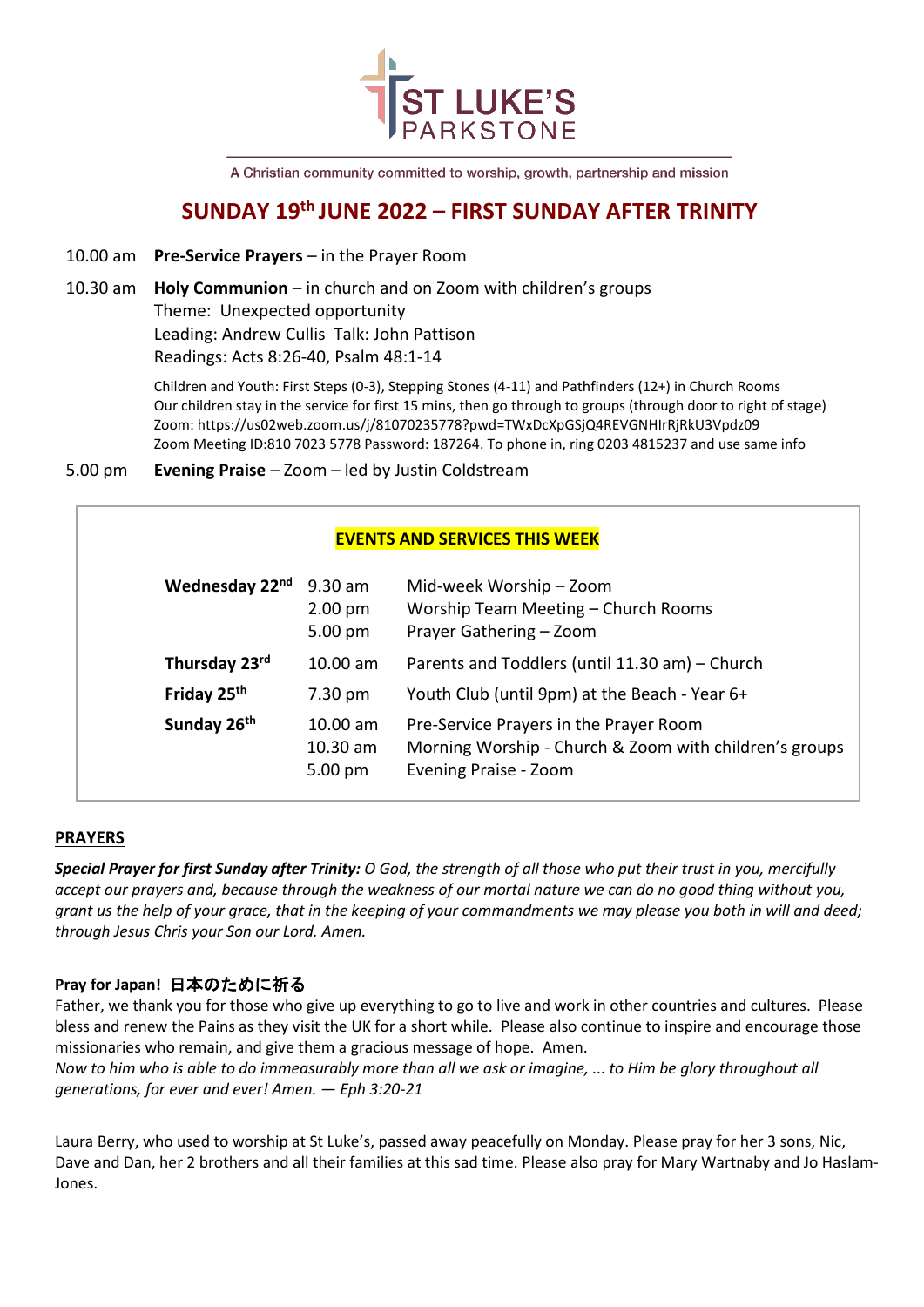# ST LUKE'S PARKSTONE

A Christian community committed to worship, growth, partnership and mission

## SUNDAY 19th JUNE 2022 – FIRST SUNDAY AFTER TRINITY

10.00 am **Pre-Service Prayers** – in the Prayer Room

10.30 am **Holy Communion** – in church and on Zoom with children's groups
Theme: Unexpected opportunity
Leading: Andrew Cullis Talk: John Pattison
Readings: Acts 8:26-40, Psalm 48:1-14

Children and Youth: First Steps (0-3), Stepping Stones (4-11) and Pathfinders (12+) in Church Rooms
Our children stay in the service for first 15 mins, then go through to groups (through door to right of stage)
Zoom: https://us02web.zoom.us/j/81070235778?pwd=TWxDcXpGSjQ4REVGNHIrRjRkU3Vpdz09
Zoom Meeting ID:810 7023 5778 Password: 187264. To phone in, ring 0203 4815237 and use same info

5.00 pm **Evening Praise** – Zoom – led by Justin Coldstream

### EVENTS AND SERVICES THIS WEEK

| | | |
|---|---|---|
| **Wednesday 22nd** | 9.30 am | Mid-week Worship – Zoom |
| | 2.00 pm | Worship Team Meeting – Church Rooms |
| | 5.00 pm | Prayer Gathering – Zoom |
| **Thursday 23rd** | 10.00 am | Parents and Toddlers (until 11.30 am) – Church |
| **Friday 25th** | 7.30 pm | Youth Club (until 9pm) at the Beach - Year 6+ |
| **Sunday 26th** | 10.00 am | Pre-Service Prayers in the Prayer Room |
| | 10.30 am | Morning Worship - Church & Zoom with children's groups |
| | 5.00 pm | Evening Praise - Zoom |

### PRAYERS

***Special Prayer for first Sunday after Trinity:*** *O God, the strength of all those who put their trust in you, mercifully accept our prayers and, because through the weakness of our mortal nature we can do no good thing without you, grant us the help of your grace, that in the keeping of your commandments we may please you both in will and deed; through Jesus Chris your Son our Lord. Amen.*

**Pray for Japan! 日本のために祈る**

Father, we thank you for those who give up everything to go to live and work in other countries and cultures. Please bless and renew the Pains as they visit the UK for a short while. Please also continue to inspire and encourage those missionaries who remain, and give them a gracious message of hope. Amen.

*Now to him who is able to do immeasurably more than all we ask or imagine, ... to Him be glory throughout all generations, for ever and ever! Amen. — Eph 3:20-21*

Laura Berry, who used to worship at St Luke's, passed away peacefully on Monday. Please pray for her 3 sons, Nic, Dave and Dan, her 2 brothers and all their families at this sad time. Please also pray for Mary Wartnaby and Jo Haslam-Jones.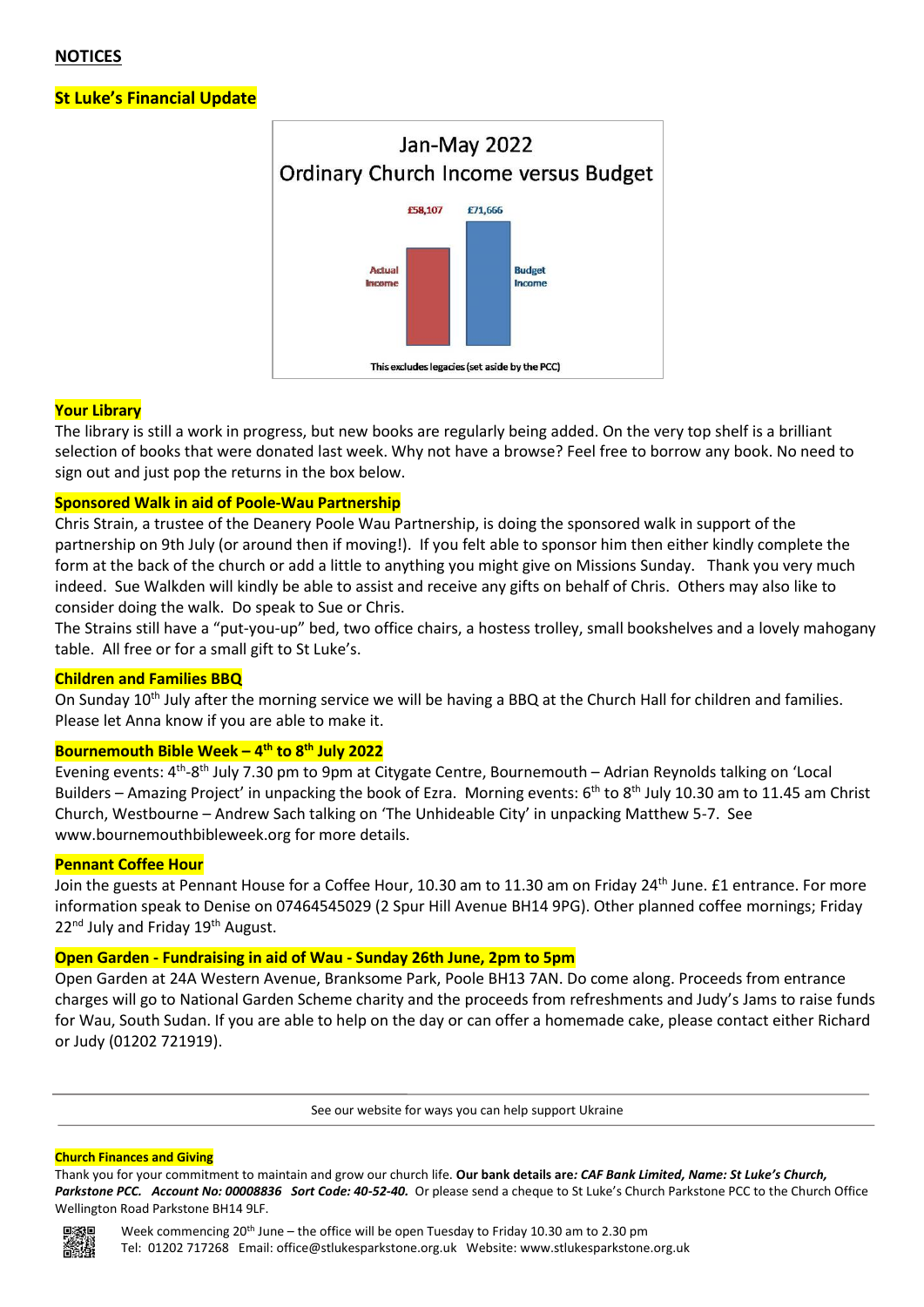## NOTICES

### St Luke's Financial Update

Jan-May 2022
Ordinary Church Income versus Budget

£58,107
£71,666
Actual Income
Budget Income

This excludes legacies (set aside by the PCC)

### Your Library

The library is still a work in progress, but new books are regularly being added. On the very top shelf is a brilliant selection of books that were donated last week. Why not have a browse? Feel free to borrow any book. No need to sign out and just pop the returns in the box below.

### Sponsored Walk in aid of Poole-Wau Partnership

Chris Strain, a trustee of the Deanery Poole Wau Partnership, is doing the sponsored walk in support of the partnership on 9th July (or around then if moving!). If you felt able to sponsor him then either kindly complete the form at the back of the church or add a little to anything you might give on Missions Sunday. Thank you very much indeed. Sue Walkden will kindly be able to assist and receive any gifts on behalf of Chris. Others may also like to consider doing the walk. Do speak to Sue or Chris.

The Strains still have a "put-you-up" bed, two office chairs, a hostess trolley, small bookshelves and a lovely mahogany table. All free or for a small gift to St Luke's.

### Children and Families BBQ

On Sunday 10th July after the morning service we will be having a BBQ at the Church Hall for children and families. Please let Anna know if you are able to make it.

### Bournemouth Bible Week – 4th to 8th July 2022

Evening events: 4th-8th July 7.30 pm to 9pm at Citygate Centre, Bournemouth – Adrian Reynolds talking on 'Local Builders – Amazing Project' in unpacking the book of Ezra. Morning events: 6th to 8th July 10.30 am to 11.45 am Christ Church, Westbourne – Andrew Sach talking on 'The Unhideable City' in unpacking Matthew 5-7. See www.bournemouthbibleweek.org for more details.

### Pennant Coffee Hour

Join the guests at Pennant House for a Coffee Hour, 10.30 am to 11.30 am on Friday 24th June. £1 entrance. For more information speak to Denise on 07464545029 (2 Spur Hill Avenue BH14 9PG). Other planned coffee mornings; Friday 22nd July and Friday 19th August.

### Open Garden - Fundraising in aid of Wau - Sunday 26th June, 2pm to 5pm

Open Garden at 24A Western Avenue, Branksome Park, Poole BH13 7AN. Do come along. Proceeds from entrance charges will go to National Garden Scheme charity and the proceeds from refreshments and Judy's Jams to raise funds for Wau, South Sudan. If you are able to help on the day or can offer a homemade cake, please contact either Richard or Judy (01202 721919).

---

See our website for ways you can help support Ukraine

---

#### Church Finances and Giving

Thank you for your commitment to maintain and grow our church life. **Our bank details are*:* *CAF Bank Limited, Name: St Luke's Church, Parkstone PCC. Account No: 00008836 Sort Code: 40-52-40.*** Or please send a cheque to St Luke's Church Parkstone PCC to the Church Office Wellington Road Parkstone BH14 9LF.

Week commencing 20th June – the office will be open Tuesday to Friday 10.30 am to 2.30 pm
Tel: 01202 717268 Email: office@stlukesparkstone.org.uk Website: www.stlukesparkstone.org.uk